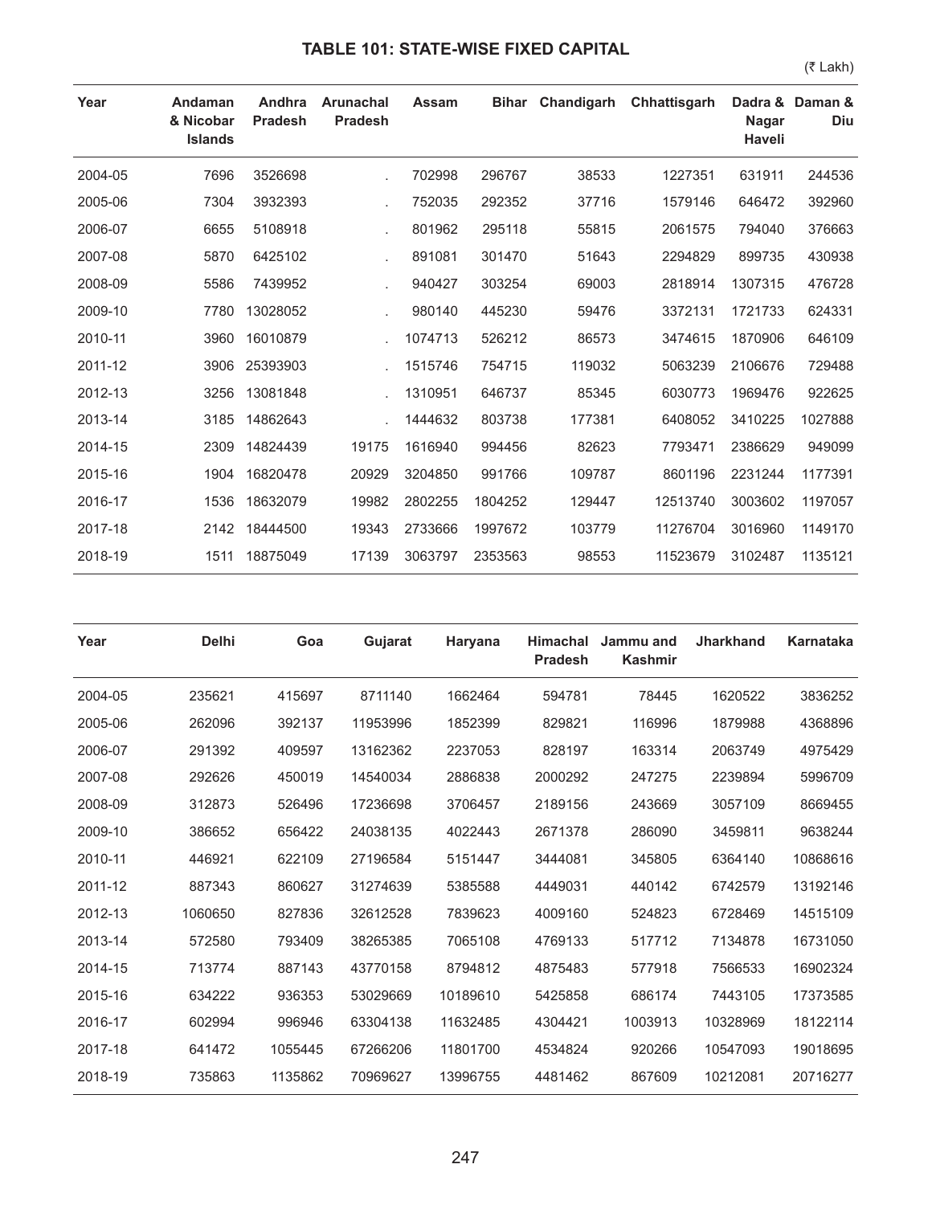## TABLE 101: STATE-WISE FIXED CAPITAL

(₹ Lakh)

| Year | Andaman & Nicobar Islands | Andhra Pradesh | Arunachal Pradesh | Assam | Bihar | Chandigarh | Chhattisgarh | Dadra & Nagar Haveli | Daman & Diu |
|---|---|---|---|---|---|---|---|---|---|
| 2004-05 | 7696 | 3526698 | . | 702998 | 296767 | 38533 | 1227351 | 631911 | 244536 |
| 2005-06 | 7304 | 3932393 | . | 752035 | 292352 | 37716 | 1579146 | 646472 | 392960 |
| 2006-07 | 6655 | 5108918 | . | 801962 | 295118 | 55815 | 2061575 | 794040 | 376663 |
| 2007-08 | 5870 | 6425102 | . | 891081 | 301470 | 51643 | 2294829 | 899735 | 430938 |
| 2008-09 | 5586 | 7439952 | . | 940427 | 303254 | 69003 | 2818914 | 1307315 | 476728 |
| 2009-10 | 7780 | 13028052 | . | 980140 | 445230 | 59476 | 3372131 | 1721733 | 624331 |
| 2010-11 | 3960 | 16010879 | . | 1074713 | 526212 | 86573 | 3474615 | 1870906 | 646109 |
| 2011-12 | 3906 | 25393903 | . | 1515746 | 754715 | 119032 | 5063239 | 2106676 | 729488 |
| 2012-13 | 3256 | 13081848 | . | 1310951 | 646737 | 85345 | 6030773 | 1969476 | 922625 |
| 2013-14 | 3185 | 14862643 | . | 1444632 | 803738 | 177381 | 6408052 | 3410225 | 1027888 |
| 2014-15 | 2309 | 14824439 | 19175 | 1616940 | 994456 | 82623 | 7793471 | 2386629 | 949099 |
| 2015-16 | 1904 | 16820478 | 20929 | 3204850 | 991766 | 109787 | 8601196 | 2231244 | 1177391 |
| 2016-17 | 1536 | 18632079 | 19982 | 2802255 | 1804252 | 129447 | 12513740 | 3003602 | 1197057 |
| 2017-18 | 2142 | 18444500 | 19343 | 2733666 | 1997672 | 103779 | 11276704 | 3016960 | 1149170 |
| 2018-19 | 1511 | 18875049 | 17139 | 3063797 | 2353563 | 98553 | 11523679 | 3102487 | 1135121 |

| Year | Delhi | Goa | Gujarat | Haryana | Himachal Pradesh | Jammu and Kashmir | Jharkhand | Karnataka |
|---|---|---|---|---|---|---|---|---|
| 2004-05 | 235621 | 415697 | 8711140 | 1662464 | 594781 | 78445 | 1620522 | 3836252 |
| 2005-06 | 262096 | 392137 | 11953996 | 1852399 | 829821 | 116996 | 1879988 | 4368896 |
| 2006-07 | 291392 | 409597 | 13162362 | 2237053 | 828197 | 163314 | 2063749 | 4975429 |
| 2007-08 | 292626 | 450019 | 14540034 | 2886838 | 2000292 | 247275 | 2239894 | 5996709 |
| 2008-09 | 312873 | 526496 | 17236698 | 3706457 | 2189156 | 243669 | 3057109 | 8669455 |
| 2009-10 | 386652 | 656422 | 24038135 | 4022443 | 2671378 | 286090 | 3459811 | 9638244 |
| 2010-11 | 446921 | 622109 | 27196584 | 5151447 | 3444081 | 345805 | 6364140 | 10868616 |
| 2011-12 | 887343 | 860627 | 31274639 | 5385588 | 4449031 | 440142 | 6742579 | 13192146 |
| 2012-13 | 1060650 | 827836 | 32612528 | 7839623 | 4009160 | 524823 | 6728469 | 14515109 |
| 2013-14 | 572580 | 793409 | 38265385 | 7065108 | 4769133 | 517712 | 7134878 | 16731050 |
| 2014-15 | 713774 | 887143 | 43770158 | 8794812 | 4875483 | 577918 | 7566533 | 16902324 |
| 2015-16 | 634222 | 936353 | 53029669 | 10189610 | 5425858 | 686174 | 7443105 | 17373585 |
| 2016-17 | 602994 | 996946 | 63304138 | 11632485 | 4304421 | 1003913 | 10328969 | 18122114 |
| 2017-18 | 641472 | 1055445 | 67266206 | 11801700 | 4534824 | 920266 | 10547093 | 19018695 |
| 2018-19 | 735863 | 1135862 | 70969627 | 13996755 | 4481462 | 867609 | 10212081 | 20716277 |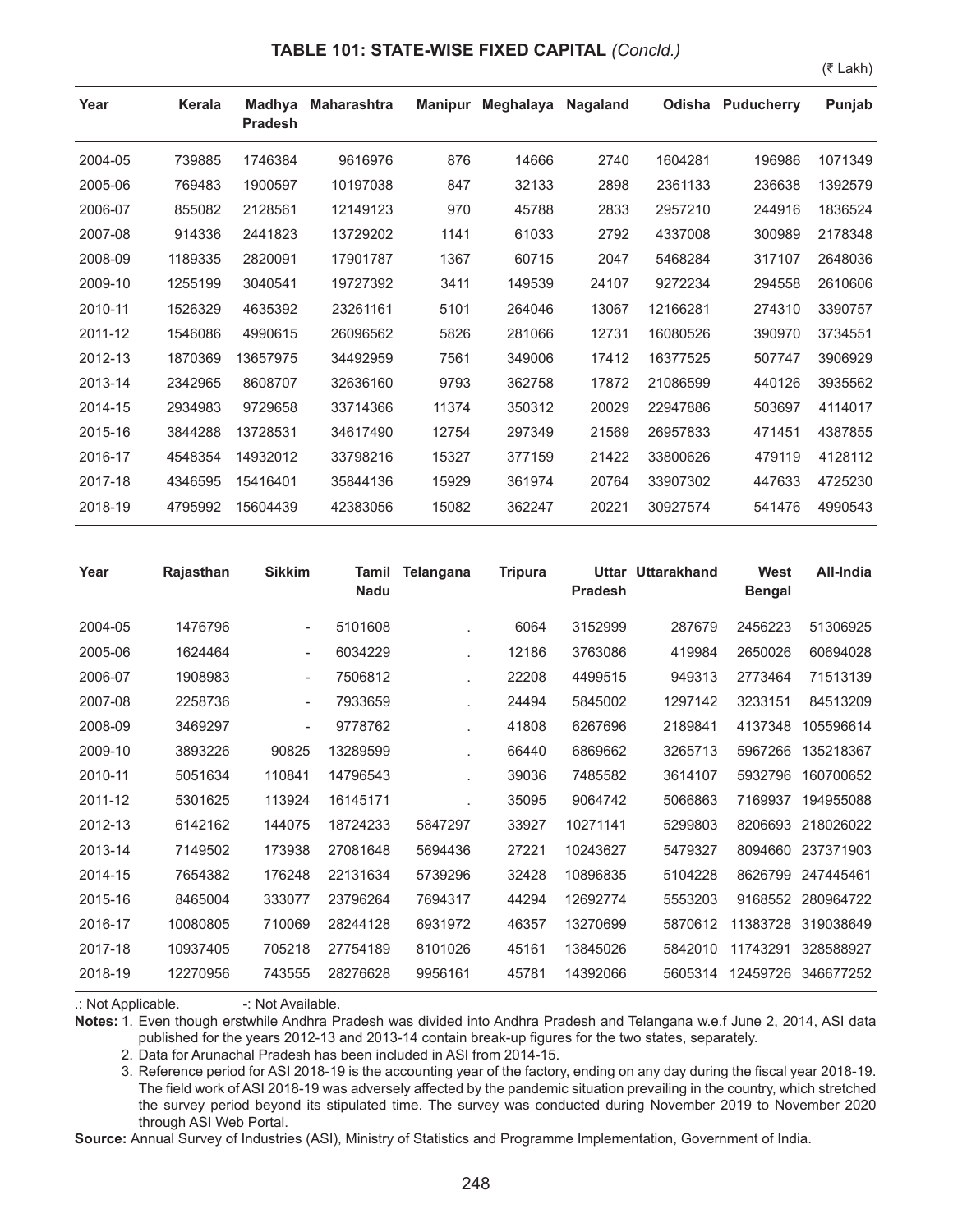## TABLE 101: STATE-WISE FIXED CAPITAL *(Concld.)*

(₹ Lakh)

| Year | Kerala | Madhya Pradesh | Maharashtra | Manipur | Meghalaya | Nagaland | Odisha | Puducherry | Punjab |
|---|---|---|---|---|---|---|---|---|---|
| 2004-05 | 739885 | 1746384 | 9616976 | 876 | 14666 | 2740 | 1604281 | 196986 | 1071349 |
| 2005-06 | 769483 | 1900597 | 10197038 | 847 | 32133 | 2898 | 2361133 | 236638 | 1392579 |
| 2006-07 | 855082 | 2128561 | 12149123 | 970 | 45788 | 2833 | 2957210 | 244916 | 1836524 |
| 2007-08 | 914336 | 2441823 | 13729202 | 1141 | 61033 | 2792 | 4337008 | 300989 | 2178348 |
| 2008-09 | 1189335 | 2820091 | 17901787 | 1367 | 60715 | 2047 | 5468284 | 317107 | 2648036 |
| 2009-10 | 1255199 | 3040541 | 19727392 | 3411 | 149539 | 24107 | 9272234 | 294558 | 2610606 |
| 2010-11 | 1526329 | 4635392 | 23261161 | 5101 | 264046 | 13067 | 12166281 | 274310 | 3390757 |
| 2011-12 | 1546086 | 4990615 | 26096562 | 5826 | 281066 | 12731 | 16080526 | 390970 | 3734551 |
| 2012-13 | 1870369 | 13657975 | 34492959 | 7561 | 349006 | 17412 | 16377525 | 507747 | 3906929 |
| 2013-14 | 2342965 | 8608707 | 32636160 | 9793 | 362758 | 17872 | 21086599 | 440126 | 3935562 |
| 2014-15 | 2934983 | 9729658 | 33714366 | 11374 | 350312 | 20029 | 22947886 | 503697 | 4114017 |
| 2015-16 | 3844288 | 13728531 | 34617490 | 12754 | 297349 | 21569 | 26957833 | 471451 | 4387855 |
| 2016-17 | 4548354 | 14932012 | 33798216 | 15327 | 377159 | 21422 | 33800626 | 479119 | 4128112 |
| 2017-18 | 4346595 | 15416401 | 35844136 | 15929 | 361974 | 20764 | 33907302 | 447633 | 4725230 |
| 2018-19 | 4795992 | 15604439 | 42383056 | 15082 | 362247 | 20221 | 30927574 | 541476 | 4990543 |

| Year | Rajasthan | Sikkim | Tamil Nadu | Telangana | Tripura | Uttar Pradesh | Uttarakhand | West Bengal | All-India |
|---|---|---|---|---|---|---|---|---|---|
| 2004-05 | 1476796 | - | 5101608 | . | 6064 | 3152999 | 287679 | 2456223 | 51306925 |
| 2005-06 | 1624464 | - | 6034229 | . | 12186 | 3763086 | 419984 | 2650026 | 60694028 |
| 2006-07 | 1908983 | - | 7506812 | . | 22208 | 4499515 | 949313 | 2773464 | 71513139 |
| 2007-08 | 2258736 | - | 7933659 | . | 24494 | 5845002 | 1297142 | 3233151 | 84513209 |
| 2008-09 | 3469297 | - | 9778762 | . | 41808 | 6267696 | 2189841 | 4137348 | 105596614 |
| 2009-10 | 3893226 | 90825 | 13289599 | . | 66440 | 6869662 | 3265713 | 5967266 | 135218367 |
| 2010-11 | 5051634 | 110841 | 14796543 | . | 39036 | 7485582 | 3614107 | 5932796 | 160700652 |
| 2011-12 | 5301625 | 113924 | 16145171 | . | 35095 | 9064742 | 5066863 | 7169937 | 194955088 |
| 2012-13 | 6142162 | 144075 | 18724233 | 5847297 | 33927 | 10271141 | 5299803 | 8206693 | 218026022 |
| 2013-14 | 7149502 | 173938 | 27081648 | 5694436 | 27221 | 10243627 | 5479327 | 8094660 | 237371903 |
| 2014-15 | 7654382 | 176248 | 22131634 | 5739296 | 32428 | 10896835 | 5104228 | 8626799 | 247445461 |
| 2015-16 | 8465004 | 333077 | 23796264 | 7694317 | 44294 | 12692774 | 5553203 | 9168552 | 280964722 |
| 2016-17 | 10080805 | 710069 | 28244128 | 6931972 | 46357 | 13270699 | 5870612 | 11383728 | 319038649 |
| 2017-18 | 10937405 | 705218 | 27754189 | 8101026 | 45161 | 13845026 | 5842010 | 11743291 | 328588927 |
| 2018-19 | 12270956 | 743555 | 28276628 | 9956161 | 45781 | 14392066 | 5605314 | 12459726 | 346677252 |

.: Not Applicable. -: Not Available.

**Notes:** 1. Even though erstwhile Andhra Pradesh was divided into Andhra Pradesh and Telangana w.e.f June 2, 2014, ASI data published for the years 2012-13 and 2013-14 contain break-up figures for the two states, separately.

2. Data for Arunachal Pradesh has been included in ASI from 2014-15.

3. Reference period for ASI 2018-19 is the accounting year of the factory, ending on any day during the fiscal year 2018-19. The field work of ASI 2018-19 was adversely affected by the pandemic situation prevailing in the country, which stretched the survey period beyond its stipulated time. The survey was conducted during November 2019 to November 2020 through ASI Web Portal.

**Source:** Annual Survey of Industries (ASI), Ministry of Statistics and Programme Implementation, Government of India.